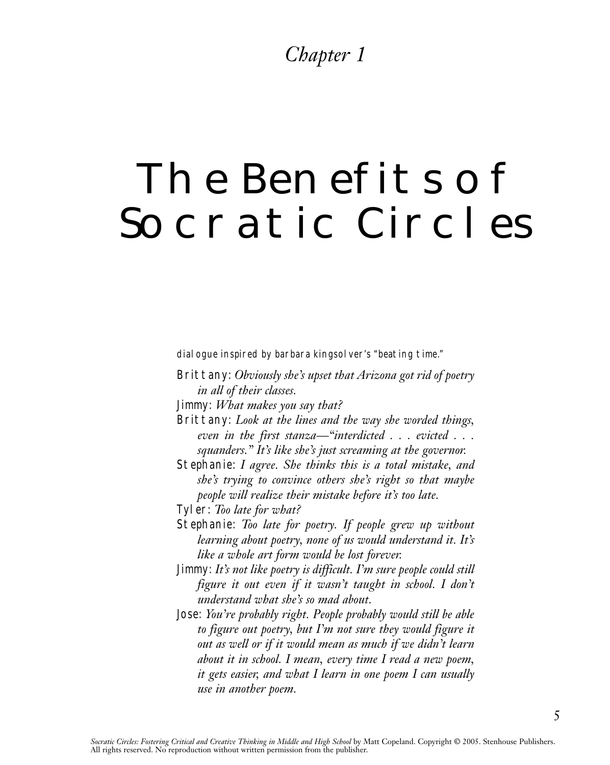*Chapter 1*

# The Benefits of Socratic Circles

dialogue inspired by barbara kingsolver's "beating time."

Brittany: *Obviously she's upset that Arizona got rid of poetry in all of their classes.*

Jimmy: *What makes you say that?*

Brittany: *Look at the lines and the way she worded things, even in the first stanza—"interdicted . . . evicted . . . squanders." It's like she's just screaming at the governor.*

Stephanie: *I agree. She thinks this is a total mistake, and she's trying to convince others she's right so that maybe people will realize their mistake before it's too late.*

Tyler: *Too late for what?*

Stephanie: *Too late for poetry. If people grew up without learning about poetry, none of us would understand it. It's like a whole art form would be lost forever.*

Jimmy: *It's not like poetry is difficult. I'm sure people could still figure it out even if it wasn't taught in school. I don't understand what she's so mad about.*

Jose: *You're probably right. People probably would still be able to figure out poetry, but I'm not sure they would figure it out as well or if it would mean as much if we didn't learn about it in school. I mean, every time I read a new poem, it gets easier, and what I learn in one poem I can usually use in another poem.*

*Socratic Circles: Fostering Critical and Creative Thinking in Middle and High School* by Matt Copeland. Copyright © 2005. Stenhouse Publishers. All rights reserved. No reproduction without written permission from the publisher.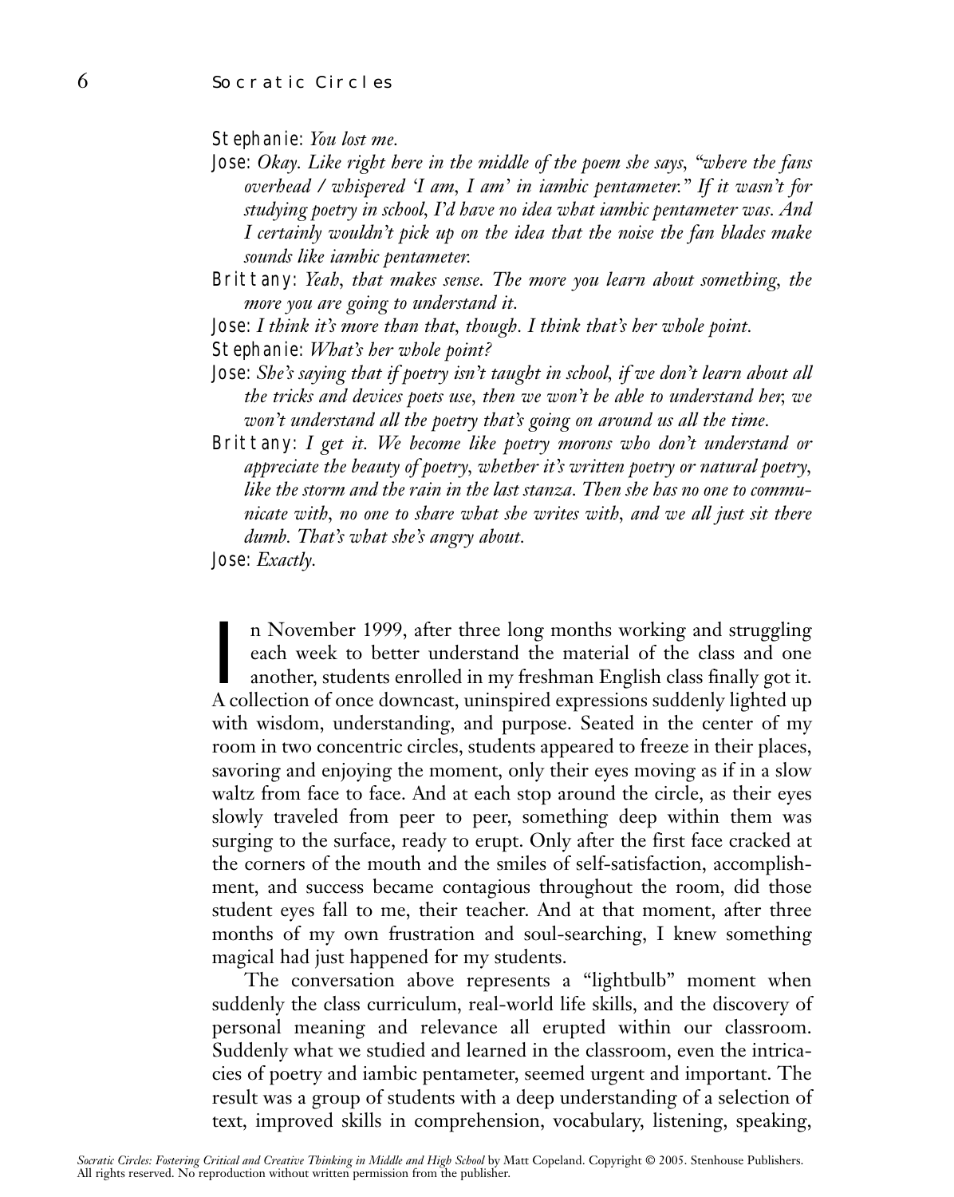**Stephanie**: *You lost me.*

**Jose**: *Okay. Like right here in the middle of the poem she says, "where the fans overhead / whispered 'I am, I am' in iambic pentameter." If it wasn't for studying poetry in school, I'd have no idea what iambic pentameter was. And I certainly wouldn't pick up on the idea that the noise the fan blades make sounds like iambic pentameter.*

**Brittany**: *Yeah, that makes sense. The more you learn about something, the more you are going to understand it.*

**Jose**: *I think it's more than that, though. I think that's her whole point.*

**Stephanie**: *What's her whole point?*

**Jose**: *She's saying that if poetry isn't taught in school, if we don't learn about all the tricks and devices poets use, then we won't be able to understand her, we won't understand all the poetry that's going on around us all the time.*

**Brittany**: *I get it. We become like poetry morons who don't understand or appreciate the beauty of poetry, whether it's written poetry or natural poetry, like the storm and the rain in the last stanza. Then she has no one to communicate with, no one to share what she writes with, and we all just sit there dumb. That's what she's angry about.*

**Jose**: *Exactly.*

In November 1999, after three long months working and struggling each week to better understand the material of the class and one another, students enrolled in my freshman English class finally got it. A collection of once downcast, uninspired expressions suddenly lighted up with wisdom, understanding, and purpose. Seated in the center of my room in two concentric circles, students appeared to freeze in their places, savoring and enjoying the moment, only their eyes moving as if in a slow waltz from face to face. And at each stop around the circle, as their eyes slowly traveled from peer to peer, something deep within them was surging to the surface, ready to erupt. Only after the first face cracked at the corners of the mouth and the smiles of self-satisfaction, accomplishment, and success became contagious throughout the room, did those student eyes fall to me, their teacher. And at that moment, after three months of my own frustration and soul-searching, I knew something magical had just happened for my students.

The conversation above represents a "lightbulb" moment when suddenly the class curriculum, real-world life skills, and the discovery of personal meaning and relevance all erupted within our classroom. Suddenly what we studied and learned in the classroom, even the intricacies of poetry and iambic pentameter, seemed urgent and important. The result was a group of students with a deep understanding of a selection of text, improved skills in comprehension, vocabulary, listening, speaking,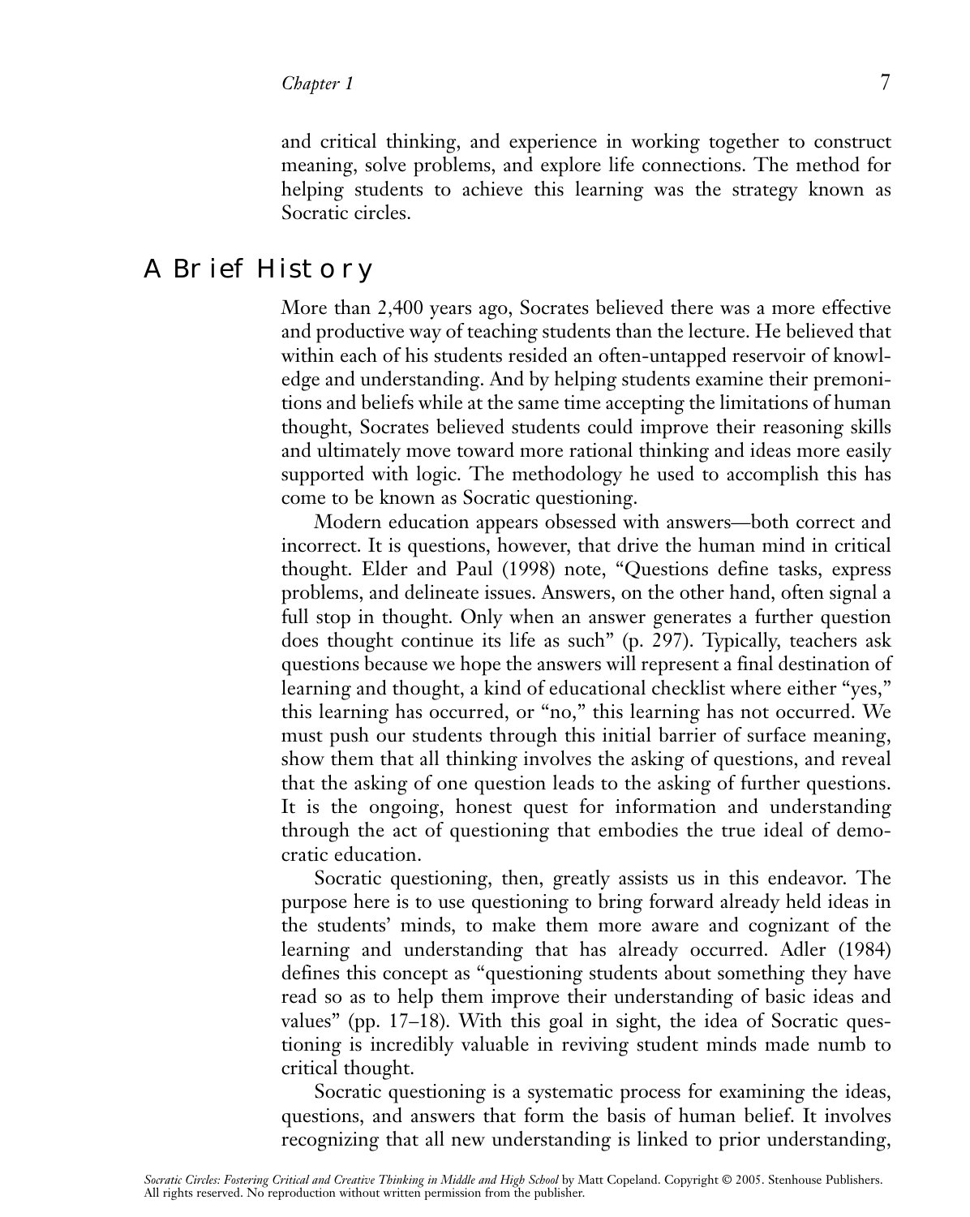and critical thinking, and experience in working together to construct meaning, solve problems, and explore life connections. The method for helping students to achieve this learning was the strategy known as Socratic circles.

## A Brief History

More than 2,400 years ago, Socrates believed there was a more effective and productive way of teaching students than the lecture. He believed that within each of his students resided an often-untapped reservoir of knowledge and understanding. And by helping students examine their premonitions and beliefs while at the same time accepting the limitations of human thought, Socrates believed students could improve their reasoning skills and ultimately move toward more rational thinking and ideas more easily supported with logic. The methodology he used to accomplish this has come to be known as Socratic questioning.

Modern education appears obsessed with answers—both correct and incorrect. It is questions, however, that drive the human mind in critical thought. Elder and Paul (1998) note, "Questions define tasks, express problems, and delineate issues. Answers, on the other hand, often signal a full stop in thought. Only when an answer generates a further question does thought continue its life as such" (p. 297). Typically, teachers ask questions because we hope the answers will represent a final destination of learning and thought, a kind of educational checklist where either "yes," this learning has occurred, or "no," this learning has not occurred. We must push our students through this initial barrier of surface meaning, show them that all thinking involves the asking of questions, and reveal that the asking of one question leads to the asking of further questions. It is the ongoing, honest quest for information and understanding through the act of questioning that embodies the true ideal of democratic education.

Socratic questioning, then, greatly assists us in this endeavor. The purpose here is to use questioning to bring forward already held ideas in the students' minds, to make them more aware and cognizant of the learning and understanding that has already occurred. Adler (1984) defines this concept as "questioning students about something they have read so as to help them improve their understanding of basic ideas and values" (pp. 17–18). With this goal in sight, the idea of Socratic questioning is incredibly valuable in reviving student minds made numb to critical thought.

Socratic questioning is a systematic process for examining the ideas, questions, and answers that form the basis of human belief. It involves recognizing that all new understanding is linked to prior understanding,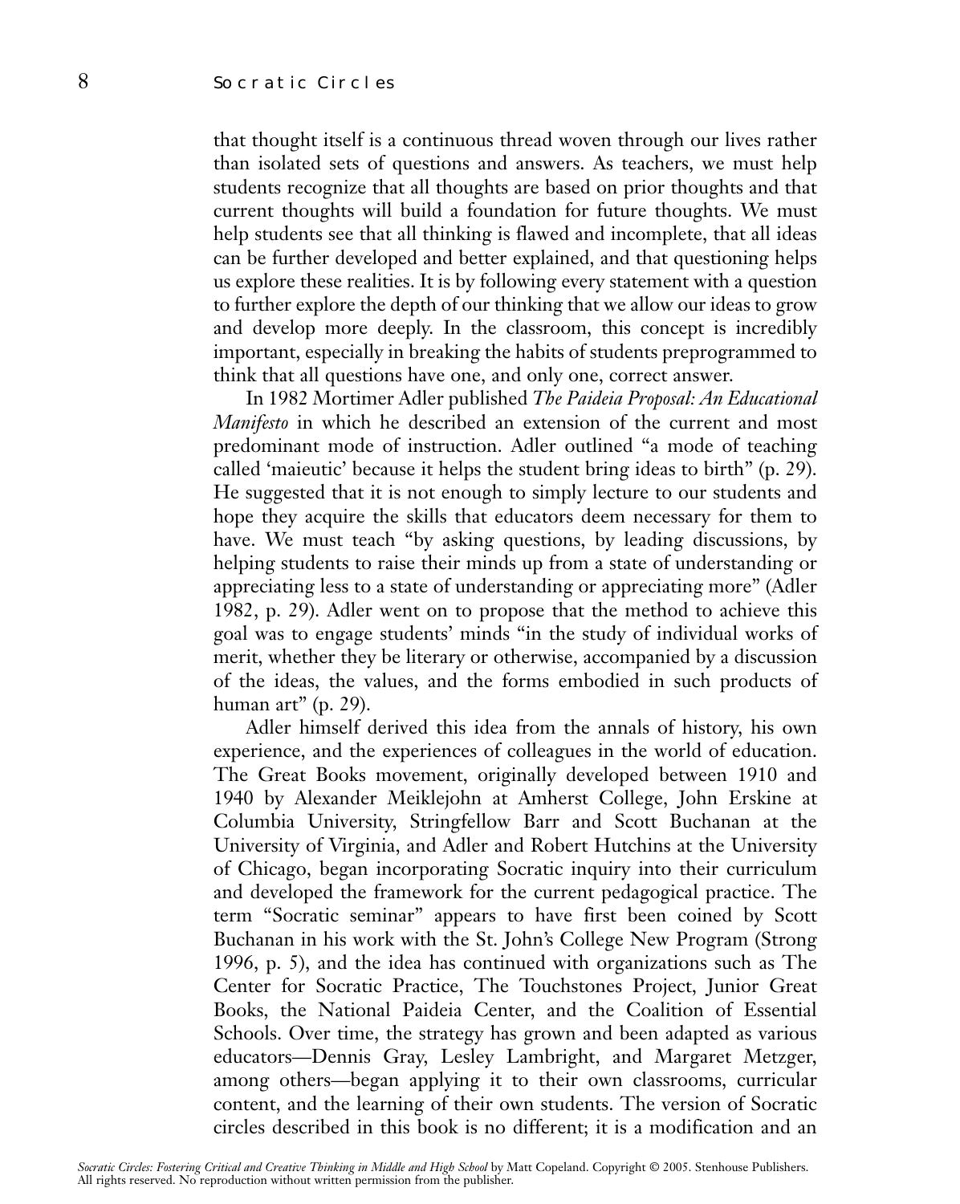that thought itself is a continuous thread woven through our lives rather than isolated sets of questions and answers. As teachers, we must help students recognize that all thoughts are based on prior thoughts and that current thoughts will build a foundation for future thoughts. We must help students see that all thinking is flawed and incomplete, that all ideas can be further developed and better explained, and that questioning helps us explore these realities. It is by following every statement with a question to further explore the depth of our thinking that we allow our ideas to grow and develop more deeply. In the classroom, this concept is incredibly important, especially in breaking the habits of students preprogrammed to think that all questions have one, and only one, correct answer.

In 1982 Mortimer Adler published *The Paideia Proposal: An Educational Manifesto* in which he described an extension of the current and most predominant mode of instruction. Adler outlined "a mode of teaching called 'maieutic' because it helps the student bring ideas to birth" (p. 29). He suggested that it is not enough to simply lecture to our students and hope they acquire the skills that educators deem necessary for them to have. We must teach "by asking questions, by leading discussions, by helping students to raise their minds up from a state of understanding or appreciating less to a state of understanding or appreciating more" (Adler 1982, p. 29). Adler went on to propose that the method to achieve this goal was to engage students' minds "in the study of individual works of merit, whether they be literary or otherwise, accompanied by a discussion of the ideas, the values, and the forms embodied in such products of human art" (p. 29).

Adler himself derived this idea from the annals of history, his own experience, and the experiences of colleagues in the world of education. The Great Books movement, originally developed between 1910 and 1940 by Alexander Meiklejohn at Amherst College, John Erskine at Columbia University, Stringfellow Barr and Scott Buchanan at the University of Virginia, and Adler and Robert Hutchins at the University of Chicago, began incorporating Socratic inquiry into their curriculum and developed the framework for the current pedagogical practice. The term "Socratic seminar" appears to have first been coined by Scott Buchanan in his work with the St. John's College New Program (Strong 1996, p. 5), and the idea has continued with organizations such as The Center for Socratic Practice, The Touchstones Project, Junior Great Books, the National Paideia Center, and the Coalition of Essential Schools. Over time, the strategy has grown and been adapted as various educators—Dennis Gray, Lesley Lambright, and Margaret Metzger, among others—began applying it to their own classrooms, curricular content, and the learning of their own students. The version of Socratic circles described in this book is no different; it is a modification and an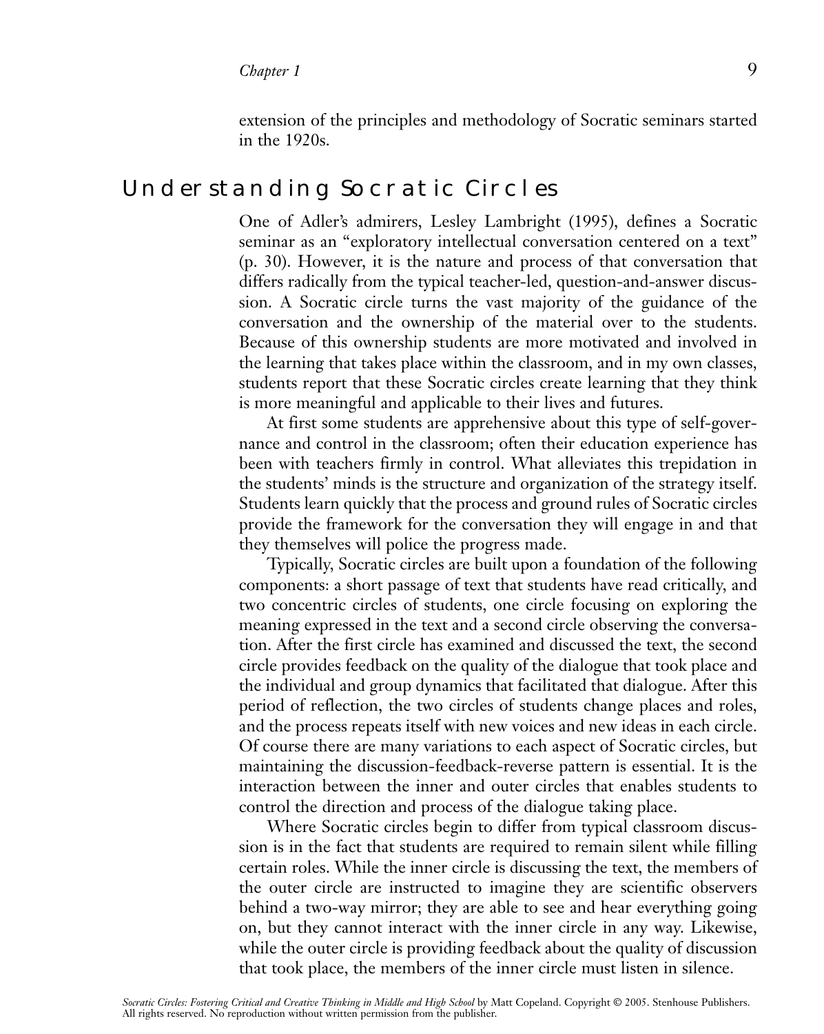extension of the principles and methodology of Socratic seminars started in the 1920s.

## Understanding Socratic Circles

One of Adler's admirers, Lesley Lambright (1995), defines a Socratic seminar as an "exploratory intellectual conversation centered on a text" (p. 30). However, it is the nature and process of that conversation that differs radically from the typical teacher-led, question-and-answer discussion. A Socratic circle turns the vast majority of the guidance of the conversation and the ownership of the material over to the students. Because of this ownership students are more motivated and involved in the learning that takes place within the classroom, and in my own classes, students report that these Socratic circles create learning that they think is more meaningful and applicable to their lives and futures.

At first some students are apprehensive about this type of self-governance and control in the classroom; often their education experience has been with teachers firmly in control. What alleviates this trepidation in the students' minds is the structure and organization of the strategy itself. Students learn quickly that the process and ground rules of Socratic circles provide the framework for the conversation they will engage in and that they themselves will police the progress made.

Typically, Socratic circles are built upon a foundation of the following components: a short passage of text that students have read critically, and two concentric circles of students, one circle focusing on exploring the meaning expressed in the text and a second circle observing the conversation. After the first circle has examined and discussed the text, the second circle provides feedback on the quality of the dialogue that took place and the individual and group dynamics that facilitated that dialogue. After this period of reflection, the two circles of students change places and roles, and the process repeats itself with new voices and new ideas in each circle. Of course there are many variations to each aspect of Socratic circles, but maintaining the discussion-feedback-reverse pattern is essential. It is the interaction between the inner and outer circles that enables students to control the direction and process of the dialogue taking place.

Where Socratic circles begin to differ from typical classroom discussion is in the fact that students are required to remain silent while filling certain roles. While the inner circle is discussing the text, the members of the outer circle are instructed to imagine they are scientific observers behind a two-way mirror; they are able to see and hear everything going on, but they cannot interact with the inner circle in any way. Likewise, while the outer circle is providing feedback about the quality of discussion that took place, the members of the inner circle must listen in silence.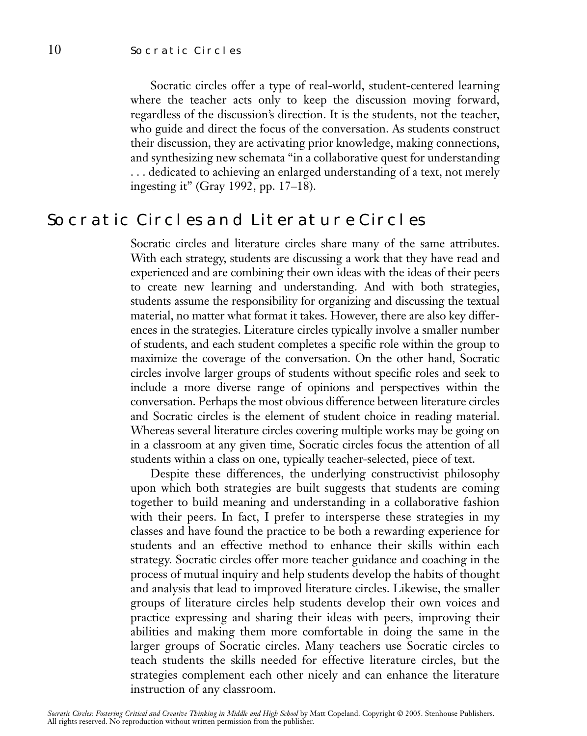Socratic circles offer a type of real-world, student-centered learning where the teacher acts only to keep the discussion moving forward, regardless of the discussion's direction. It is the students, not the teacher, who guide and direct the focus of the conversation. As students construct their discussion, they are activating prior knowledge, making connections, and synthesizing new schemata "in a collaborative quest for understanding . . . dedicated to achieving an enlarged understanding of a text, not merely ingesting it" (Gray 1992, pp. 17–18).

## Socratic Circles and Literature Circles

Socratic circles and literature circles share many of the same attributes. With each strategy, students are discussing a work that they have read and experienced and are combining their own ideas with the ideas of their peers to create new learning and understanding. And with both strategies, students assume the responsibility for organizing and discussing the textual material, no matter what format it takes. However, there are also key differences in the strategies. Literature circles typically involve a smaller number of students, and each student completes a specific role within the group to maximize the coverage of the conversation. On the other hand, Socratic circles involve larger groups of students without specific roles and seek to include a more diverse range of opinions and perspectives within the conversation. Perhaps the most obvious difference between literature circles and Socratic circles is the element of student choice in reading material. Whereas several literature circles covering multiple works may be going on in a classroom at any given time, Socratic circles focus the attention of all students within a class on one, typically teacher-selected, piece of text.

Despite these differences, the underlying constructivist philosophy upon which both strategies are built suggests that students are coming together to build meaning and understanding in a collaborative fashion with their peers. In fact, I prefer to intersperse these strategies in my classes and have found the practice to be both a rewarding experience for students and an effective method to enhance their skills within each strategy. Socratic circles offer more teacher guidance and coaching in the process of mutual inquiry and help students develop the habits of thought and analysis that lead to improved literature circles. Likewise, the smaller groups of literature circles help students develop their own voices and practice expressing and sharing their ideas with peers, improving their abilities and making them more comfortable in doing the same in the larger groups of Socratic circles. Many teachers use Socratic circles to teach students the skills needed for effective literature circles, but the strategies complement each other nicely and can enhance the literature instruction of any classroom.

*Socratic Circles: Fostering Critical and Creative Thinking in Middle and High School* by Matt Copeland. Copyright © 2005. Stenhouse Publishers. All rights reserved. No reproduction without written permission from the publisher.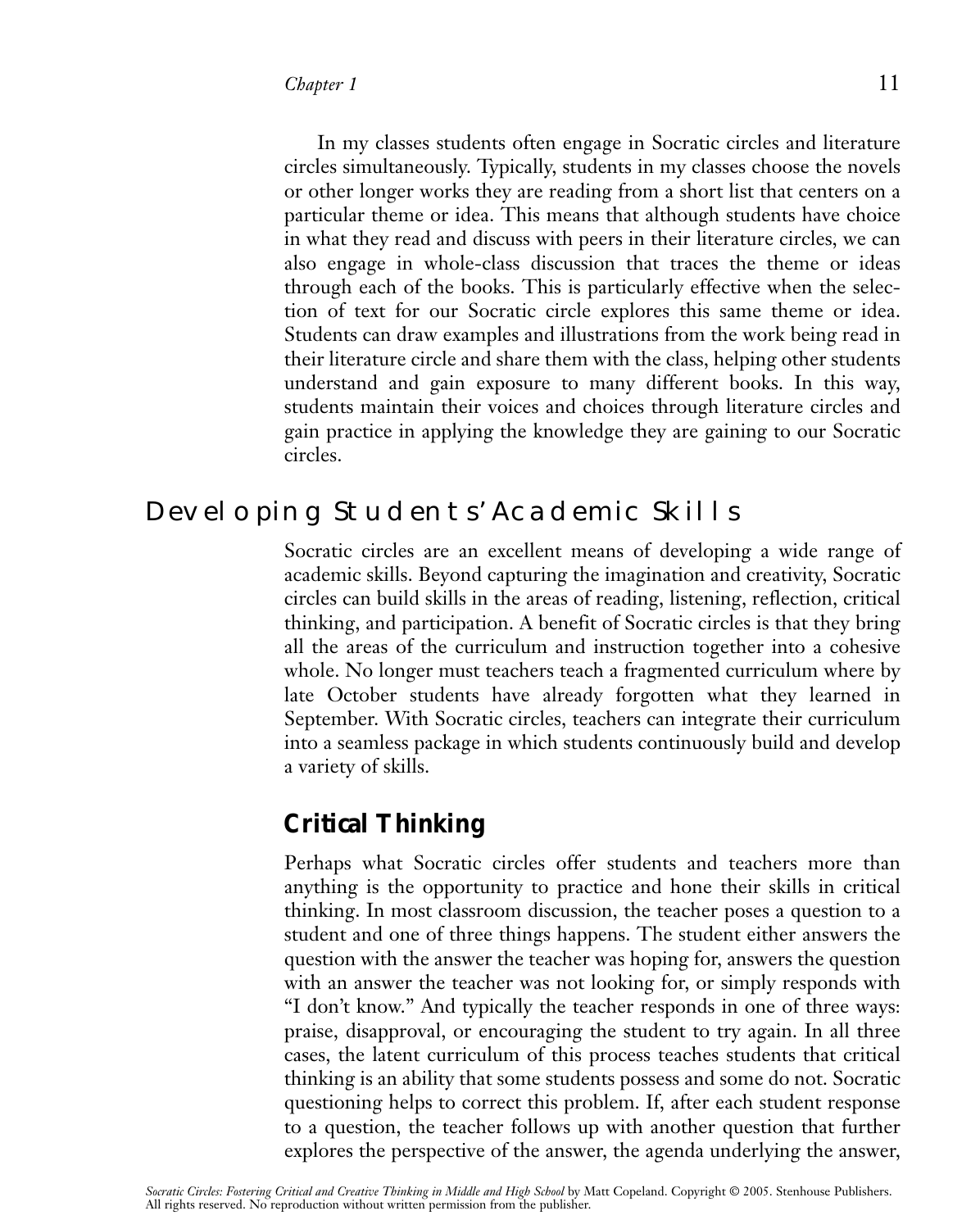In my classes students often engage in Socratic circles and literature circles simultaneously. Typically, students in my classes choose the novels or other longer works they are reading from a short list that centers on a particular theme or idea. This means that although students have choice in what they read and discuss with peers in their literature circles, we can also engage in whole-class discussion that traces the theme or ideas through each of the books. This is particularly effective when the selection of text for our Socratic circle explores this same theme or idea. Students can draw examples and illustrations from the work being read in their literature circle and share them with the class, helping other students understand and gain exposure to many different books. In this way, students maintain their voices and choices through literature circles and gain practice in applying the knowledge they are gaining to our Socratic circles.

## Developing Students' Academic Skills

Socratic circles are an excellent means of developing a wide range of academic skills. Beyond capturing the imagination and creativity, Socratic circles can build skills in the areas of reading, listening, reflection, critical thinking, and participation. A benefit of Socratic circles is that they bring all the areas of the curriculum and instruction together into a cohesive whole. No longer must teachers teach a fragmented curriculum where by late October students have already forgotten what they learned in September. With Socratic circles, teachers can integrate their curriculum into a seamless package in which students continuously build and develop a variety of skills.

### Critical Thinking

Perhaps what Socratic circles offer students and teachers more than anything is the opportunity to practice and hone their skills in critical thinking. In most classroom discussion, the teacher poses a question to a student and one of three things happens. The student either answers the question with the answer the teacher was hoping for, answers the question with an answer the teacher was not looking for, or simply responds with "I don't know." And typically the teacher responds in one of three ways: praise, disapproval, or encouraging the student to try again. In all three cases, the latent curriculum of this process teaches students that critical thinking is an ability that some students possess and some do not. Socratic questioning helps to correct this problem. If, after each student response to a question, the teacher follows up with another question that further explores the perspective of the answer, the agenda underlying the answer,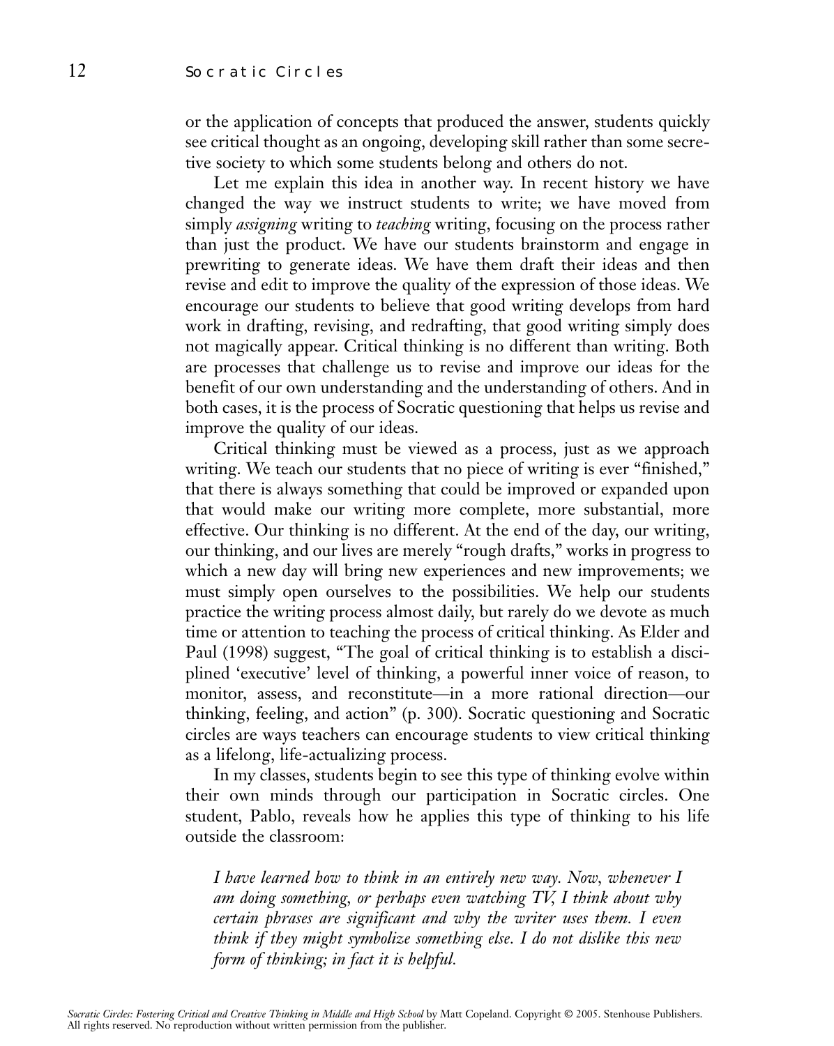or the application of concepts that produced the answer, students quickly see critical thought as an ongoing, developing skill rather than some secretive society to which some students belong and others do not.

Let me explain this idea in another way. In recent history we have changed the way we instruct students to write; we have moved from simply *assigning* writing to *teaching* writing, focusing on the process rather than just the product. We have our students brainstorm and engage in prewriting to generate ideas. We have them draft their ideas and then revise and edit to improve the quality of the expression of those ideas. We encourage our students to believe that good writing develops from hard work in drafting, revising, and redrafting, that good writing simply does not magically appear. Critical thinking is no different than writing. Both are processes that challenge us to revise and improve our ideas for the benefit of our own understanding and the understanding of others. And in both cases, it is the process of Socratic questioning that helps us revise and improve the quality of our ideas.

Critical thinking must be viewed as a process, just as we approach writing. We teach our students that no piece of writing is ever "finished," that there is always something that could be improved or expanded upon that would make our writing more complete, more substantial, more effective. Our thinking is no different. At the end of the day, our writing, our thinking, and our lives are merely "rough drafts," works in progress to which a new day will bring new experiences and new improvements; we must simply open ourselves to the possibilities. We help our students practice the writing process almost daily, but rarely do we devote as much time or attention to teaching the process of critical thinking. As Elder and Paul (1998) suggest, "The goal of critical thinking is to establish a disciplined 'executive' level of thinking, a powerful inner voice of reason, to monitor, assess, and reconstitute—in a more rational direction—our thinking, feeling, and action" (p. 300). Socratic questioning and Socratic circles are ways teachers can encourage students to view critical thinking as a lifelong, life-actualizing process.

In my classes, students begin to see this type of thinking evolve within their own minds through our participation in Socratic circles. One student, Pablo, reveals how he applies this type of thinking to his life outside the classroom:

> *I have learned how to think in an entirely new way. Now, whenever I am doing something, or perhaps even watching TV, I think about why certain phrases are significant and why the writer uses them. I even think if they might symbolize something else. I do not dislike this new form of thinking; in fact it is helpful.*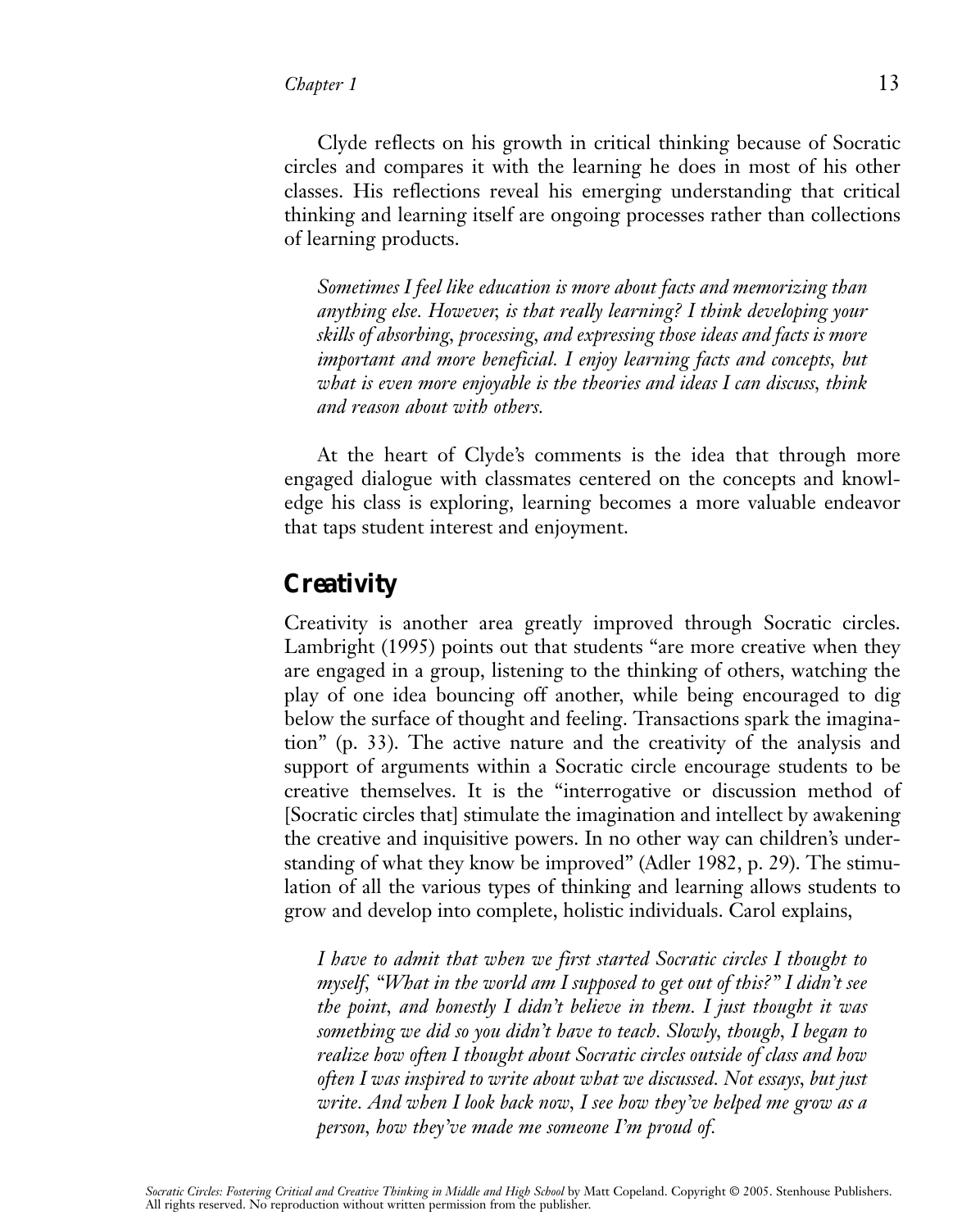Clyde reflects on his growth in critical thinking because of Socratic circles and compares it with the learning he does in most of his other classes. His reflections reveal his emerging understanding that critical thinking and learning itself are ongoing processes rather than collections of learning products.

> *Sometimes I feel like education is more about facts and memorizing than anything else. However, is that really learning? I think developing your skills of absorbing, processing, and expressing those ideas and facts is more important and more beneficial. I enjoy learning facts and concepts, but what is even more enjoyable is the theories and ideas I can discuss, think and reason about with others.*

At the heart of Clyde's comments is the idea that through more engaged dialogue with classmates centered on the concepts and knowledge his class is exploring, learning becomes a more valuable endeavor that taps student interest and enjoyment.

## Creativity

Creativity is another area greatly improved through Socratic circles. Lambright (1995) points out that students "are more creative when they are engaged in a group, listening to the thinking of others, watching the play of one idea bouncing off another, while being encouraged to dig below the surface of thought and feeling. Transactions spark the imagination" (p. 33). The active nature and the creativity of the analysis and support of arguments within a Socratic circle encourage students to be creative themselves. It is the "interrogative or discussion method of [Socratic circles that] stimulate the imagination and intellect by awakening the creative and inquisitive powers. In no other way can children's understanding of what they know be improved" (Adler 1982, p. 29). The stimulation of all the various types of thinking and learning allows students to grow and develop into complete, holistic individuals. Carol explains,

> *I have to admit that when we first started Socratic circles I thought to myself, "What in the world am I supposed to get out of this?" I didn't see the point, and honestly I didn't believe in them. I just thought it was something we did so you didn't have to teach. Slowly, though, I began to realize how often I thought about Socratic circles outside of class and how often I was inspired to write about what we discussed. Not essays, but just write. And when I look back now, I see how they've helped me grow as a person, how they've made me someone I'm proud of.*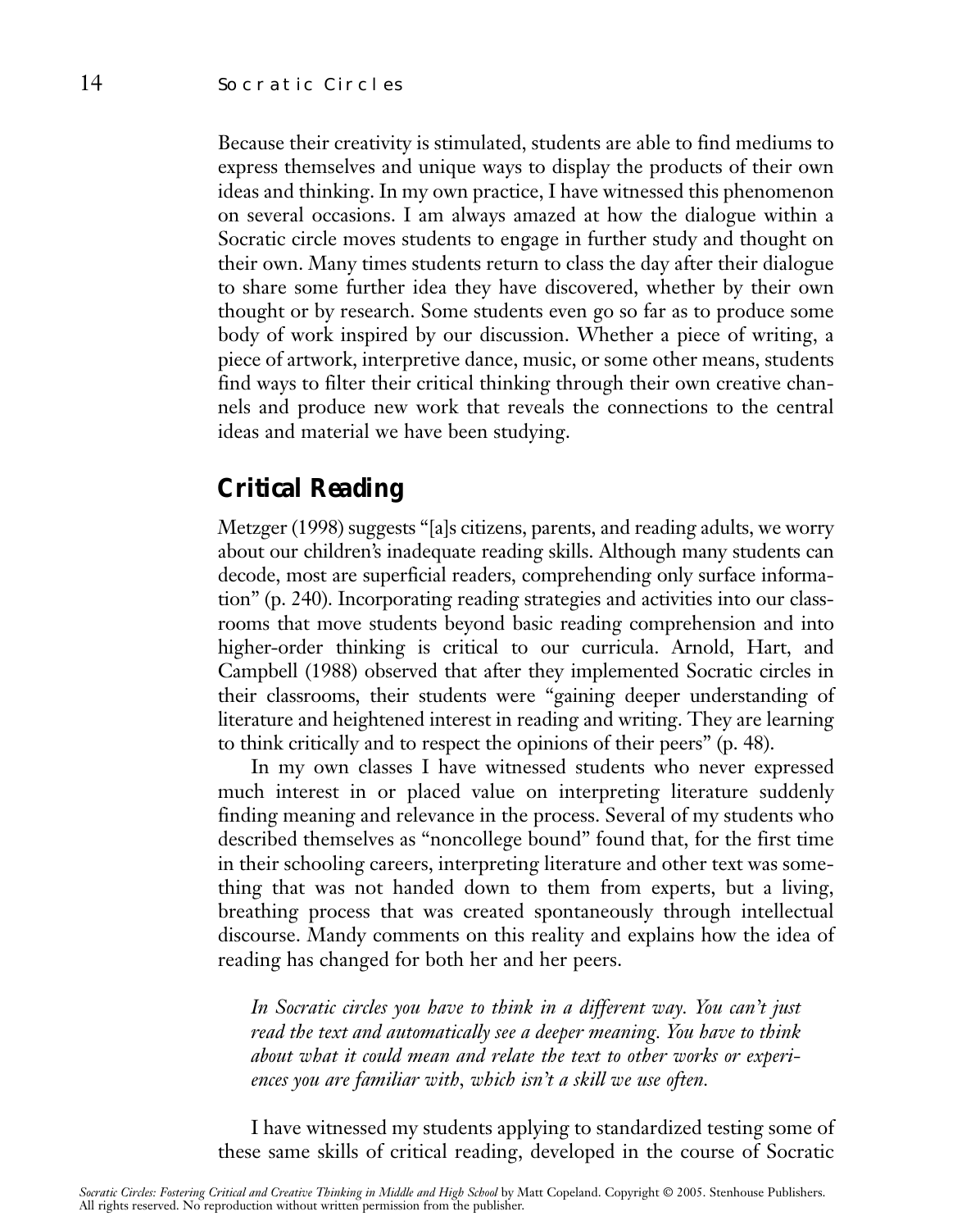Because their creativity is stimulated, students are able to find mediums to express themselves and unique ways to display the products of their own ideas and thinking. In my own practice, I have witnessed this phenomenon on several occasions. I am always amazed at how the dialogue within a Socratic circle moves students to engage in further study and thought on their own. Many times students return to class the day after their dialogue to share some further idea they have discovered, whether by their own thought or by research. Some students even go so far as to produce some body of work inspired by our discussion. Whether a piece of writing, a piece of artwork, interpretive dance, music, or some other means, students find ways to filter their critical thinking through their own creative channels and produce new work that reveals the connections to the central ideas and material we have been studying.

## Critical Reading

Metzger (1998) suggests "[a]s citizens, parents, and reading adults, we worry about our children's inadequate reading skills. Although many students can decode, most are superficial readers, comprehending only surface information" (p. 240). Incorporating reading strategies and activities into our classrooms that move students beyond basic reading comprehension and into higher-order thinking is critical to our curricula. Arnold, Hart, and Campbell (1988) observed that after they implemented Socratic circles in their classrooms, their students were "gaining deeper understanding of literature and heightened interest in reading and writing. They are learning to think critically and to respect the opinions of their peers" (p. 48).

In my own classes I have witnessed students who never expressed much interest in or placed value on interpreting literature suddenly finding meaning and relevance in the process. Several of my students who described themselves as "noncollege bound" found that, for the first time in their schooling careers, interpreting literature and other text was something that was not handed down to them from experts, but a living, breathing process that was created spontaneously through intellectual discourse. Mandy comments on this reality and explains how the idea of reading has changed for both her and her peers.

> *In Socratic circles you have to think in a different way. You can't just read the text and automatically see a deeper meaning. You have to think about what it could mean and relate the text to other works or experiences you are familiar with, which isn't a skill we use often.*

I have witnessed my students applying to standardized testing some of these same skills of critical reading, developed in the course of Socratic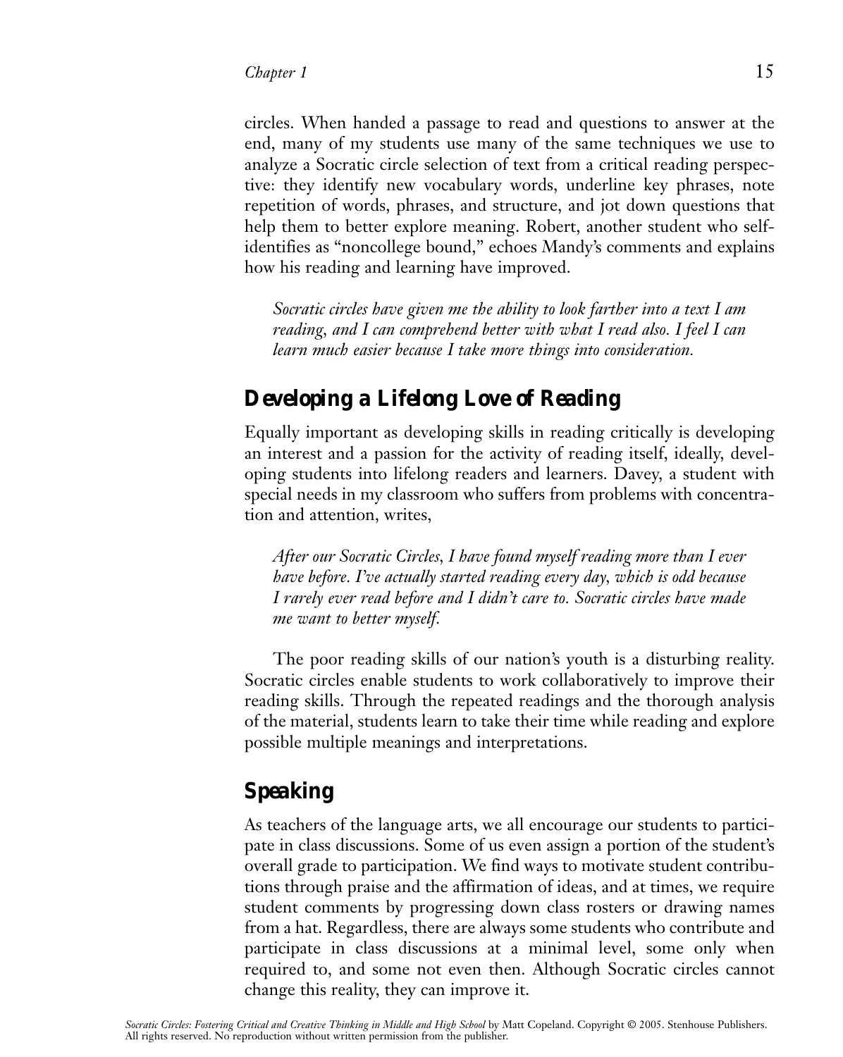circles. When handed a passage to read and questions to answer at the end, many of my students use many of the same techniques we use to analyze a Socratic circle selection of text from a critical reading perspective: they identify new vocabulary words, underline key phrases, note repetition of words, phrases, and structure, and jot down questions that help them to better explore meaning. Robert, another student who self-identifies as "noncollege bound," echoes Mandy's comments and explains how his reading and learning have improved.

> *Socratic circles have given me the ability to look farther into a text I am reading, and I can comprehend better with what I read also. I feel I can learn much easier because I take more things into consideration.*

## Developing a Lifelong Love of Reading

Equally important as developing skills in reading critically is developing an interest and a passion for the activity of reading itself, ideally, developing students into lifelong readers and learners. Davey, a student with special needs in my classroom who suffers from problems with concentration and attention, writes,

> *After our Socratic Circles, I have found myself reading more than I ever have before. I've actually started reading every day, which is odd because I rarely ever read before and I didn't care to. Socratic circles have made me want to better myself.*

The poor reading skills of our nation's youth is a disturbing reality. Socratic circles enable students to work collaboratively to improve their reading skills. Through the repeated readings and the thorough analysis of the material, students learn to take their time while reading and explore possible multiple meanings and interpretations.

## Speaking

As teachers of the language arts, we all encourage our students to participate in class discussions. Some of us even assign a portion of the student's overall grade to participation. We find ways to motivate student contributions through praise and the affirmation of ideas, and at times, we require student comments by progressing down class rosters or drawing names from a hat. Regardless, there are always some students who contribute and participate in class discussions at a minimal level, some only when required to, and some not even then. Although Socratic circles cannot change this reality, they can improve it.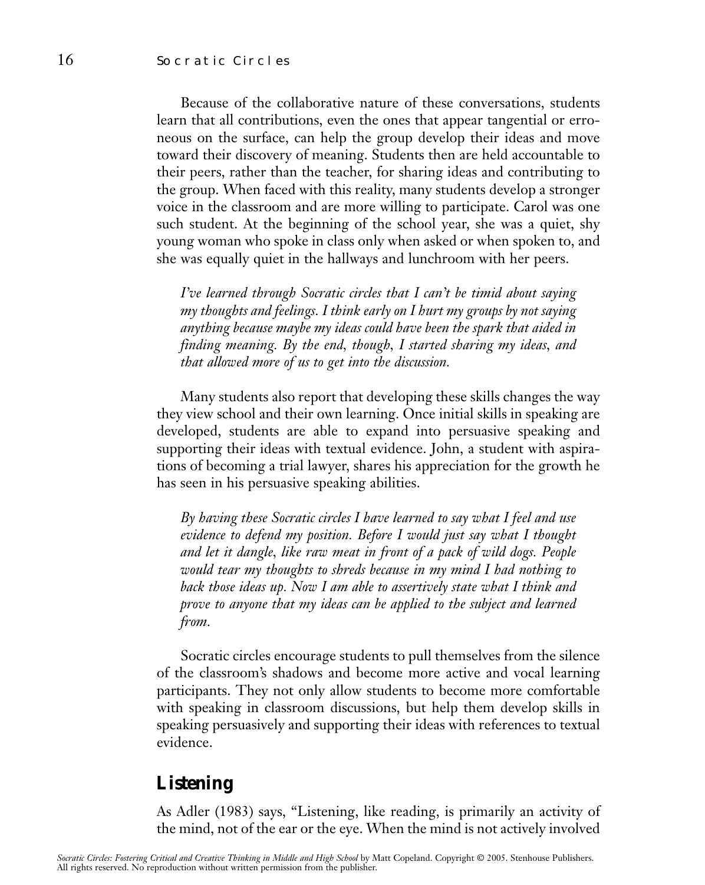Because of the collaborative nature of these conversations, students learn that all contributions, even the ones that appear tangential or erroneous on the surface, can help the group develop their ideas and move toward their discovery of meaning. Students then are held accountable to their peers, rather than the teacher, for sharing ideas and contributing to the group. When faced with this reality, many students develop a stronger voice in the classroom and are more willing to participate. Carol was one such student. At the beginning of the school year, she was a quiet, shy young woman who spoke in class only when asked or when spoken to, and she was equally quiet in the hallways and lunchroom with her peers.

> *I've learned through Socratic circles that I can't be timid about saying my thoughts and feelings. I think early on I hurt my groups by not saying anything because maybe my ideas could have been the spark that aided in finding meaning. By the end, though, I started sharing my ideas, and that allowed more of us to get into the discussion.*

Many students also report that developing these skills changes the way they view school and their own learning. Once initial skills in speaking are developed, students are able to expand into persuasive speaking and supporting their ideas with textual evidence. John, a student with aspirations of becoming a trial lawyer, shares his appreciation for the growth he has seen in his persuasive speaking abilities.

> *By having these Socratic circles I have learned to say what I feel and use evidence to defend my position. Before I would just say what I thought and let it dangle, like raw meat in front of a pack of wild dogs. People would tear my thoughts to shreds because in my mind I had nothing to back those ideas up. Now I am able to assertively state what I think and prove to anyone that my ideas can be applied to the subject and learned from.*

Socratic circles encourage students to pull themselves from the silence of the classroom's shadows and become more active and vocal learning participants. They not only allow students to become more comfortable with speaking in classroom discussions, but help them develop skills in speaking persuasively and supporting their ideas with references to textual evidence.

## Listening

As Adler (1983) says, "Listening, like reading, is primarily an activity of the mind, not of the ear or the eye. When the mind is not actively involved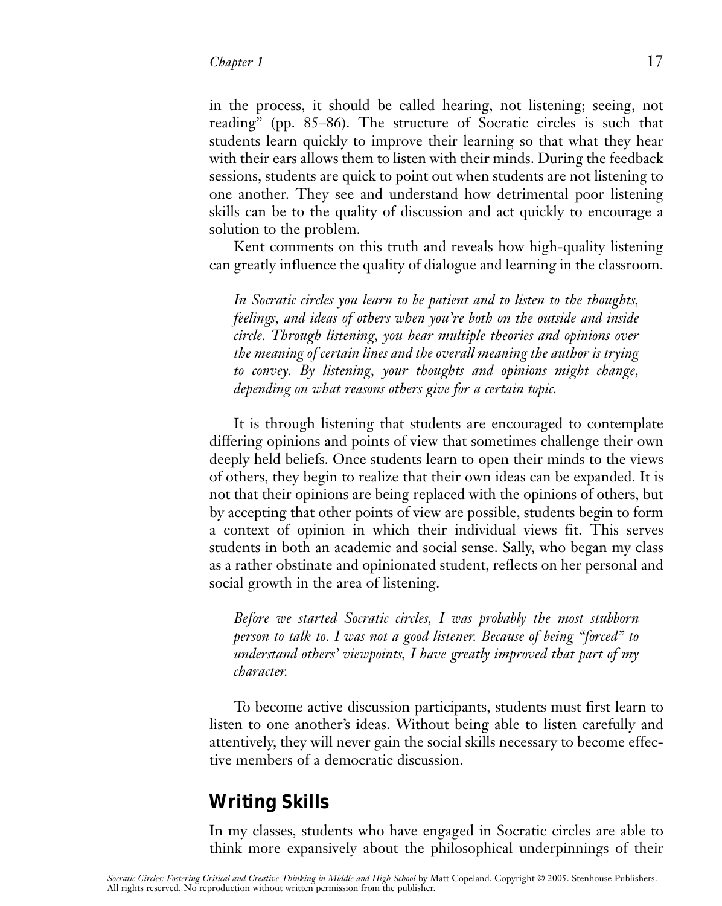in the process, it should be called hearing, not listening; seeing, not reading" (pp. 85–86). The structure of Socratic circles is such that students learn quickly to improve their learning so that what they hear with their ears allows them to listen with their minds. During the feedback sessions, students are quick to point out when students are not listening to one another. They see and understand how detrimental poor listening skills can be to the quality of discussion and act quickly to encourage a solution to the problem.

Kent comments on this truth and reveals how high-quality listening can greatly influence the quality of dialogue and learning in the classroom.

> *In Socratic circles you learn to be patient and to listen to the thoughts, feelings, and ideas of others when you're both on the outside and inside circle. Through listening, you hear multiple theories and opinions over the meaning of certain lines and the overall meaning the author is trying to convey. By listening, your thoughts and opinions might change, depending on what reasons others give for a certain topic.*

It is through listening that students are encouraged to contemplate differing opinions and points of view that sometimes challenge their own deeply held beliefs. Once students learn to open their minds to the views of others, they begin to realize that their own ideas can be expanded. It is not that their opinions are being replaced with the opinions of others, but by accepting that other points of view are possible, students begin to form a context of opinion in which their individual views fit. This serves students in both an academic and social sense. Sally, who began my class as a rather obstinate and opinionated student, reflects on her personal and social growth in the area of listening.

> *Before we started Socratic circles, I was probably the most stubborn person to talk to. I was not a good listener. Because of being "forced" to understand others' viewpoints, I have greatly improved that part of my character.*

To become active discussion participants, students must first learn to listen to one another's ideas. Without being able to listen carefully and attentively, they will never gain the social skills necessary to become effective members of a democratic discussion.

## Writing Skills

In my classes, students who have engaged in Socratic circles are able to think more expansively about the philosophical underpinnings of their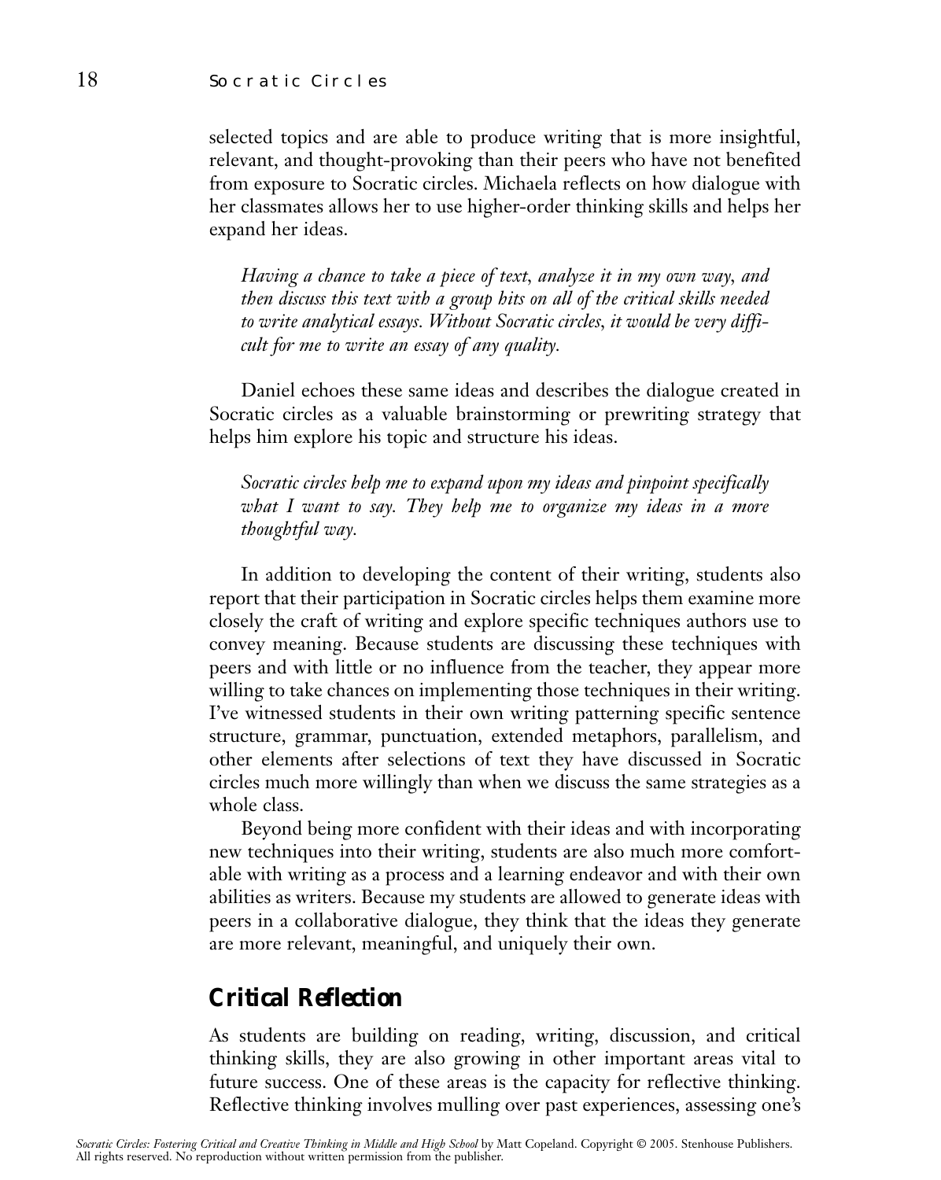selected topics and are able to produce writing that is more insightful, relevant, and thought-provoking than their peers who have not benefited from exposure to Socratic circles. Michaela reflects on how dialogue with her classmates allows her to use higher-order thinking skills and helps her expand her ideas.

> *Having a chance to take a piece of text, analyze it in my own way, and then discuss this text with a group hits on all of the critical skills needed to write analytical essays. Without Socratic circles, it would be very difficult for me to write an essay of any quality.*

Daniel echoes these same ideas and describes the dialogue created in Socratic circles as a valuable brainstorming or prewriting strategy that helps him explore his topic and structure his ideas.

> *Socratic circles help me to expand upon my ideas and pinpoint specifically what I want to say. They help me to organize my ideas in a more thoughtful way.*

In addition to developing the content of their writing, students also report that their participation in Socratic circles helps them examine more closely the craft of writing and explore specific techniques authors use to convey meaning. Because students are discussing these techniques with peers and with little or no influence from the teacher, they appear more willing to take chances on implementing those techniques in their writing. I've witnessed students in their own writing patterning specific sentence structure, grammar, punctuation, extended metaphors, parallelism, and other elements after selections of text they have discussed in Socratic circles much more willingly than when we discuss the same strategies as a whole class.

Beyond being more confident with their ideas and with incorporating new techniques into their writing, students are also much more comfortable with writing as a process and a learning endeavor and with their own abilities as writers. Because my students are allowed to generate ideas with peers in a collaborative dialogue, they think that the ideas they generate are more relevant, meaningful, and uniquely their own.

## Critical Reflection

As students are building on reading, writing, discussion, and critical thinking skills, they are also growing in other important areas vital to future success. One of these areas is the capacity for reflective thinking. Reflective thinking involves mulling over past experiences, assessing one's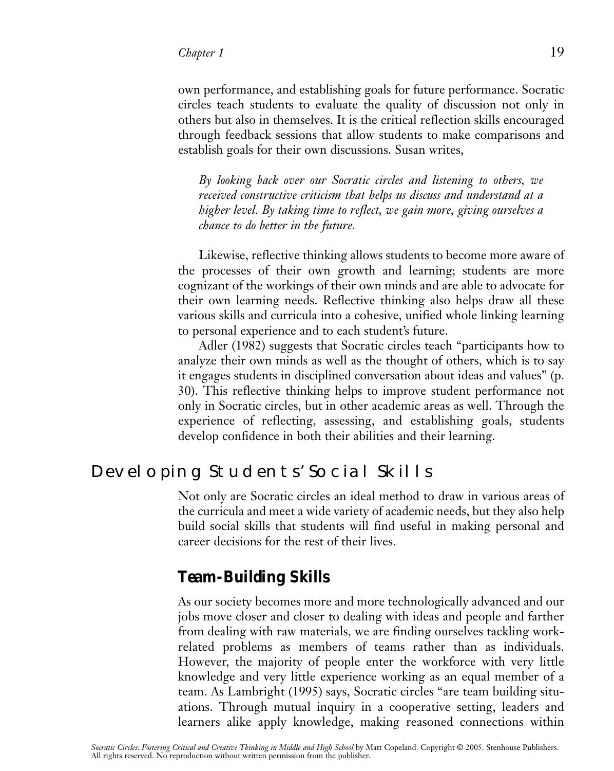own performance, and establishing goals for future performance. Socratic circles teach students to evaluate the quality of discussion not only in others but also in themselves. It is the critical reflection skills encouraged through feedback sessions that allow students to make comparisons and establish goals for their own discussions. Susan writes,

> *By looking back over our Socratic circles and listening to others, we received constructive criticism that helps us discuss and understand at a higher level. By taking time to reflect, we gain more, giving ourselves a chance to do better in the future.*

Likewise, reflective thinking allows students to become more aware of the processes of their own growth and learning; students are more cognizant of the workings of their own minds and are able to advocate for their own learning needs. Reflective thinking also helps draw all these various skills and curricula into a cohesive, unified whole linking learning to personal experience and to each student's future.

Adler (1982) suggests that Socratic circles teach "participants how to analyze their own minds as well as the thought of others, which is to say it engages students in disciplined conversation about ideas and values" (p. 30). This reflective thinking helps to improve student performance not only in Socratic circles, but in other academic areas as well. Through the experience of reflecting, assessing, and establishing goals, students develop confidence in both their abilities and their learning.

## Developing Students' Social Skills

Not only are Socratic circles an ideal method to draw in various areas of the curricula and meet a wide variety of academic needs, but they also help build social skills that students will find useful in making personal and career decisions for the rest of their lives.

### Team-Building Skills

As our society becomes more and more technologically advanced and our jobs move closer and closer to dealing with ideas and people and farther from dealing with raw materials, we are finding ourselves tackling work-related problems as members of teams rather than as individuals. However, the majority of people enter the workforce with very little knowledge and very little experience working as an equal member of a team. As Lambright (1995) says, Socratic circles "are team building situations. Through mutual inquiry in a cooperative setting, leaders and learners alike apply knowledge, making reasoned connections within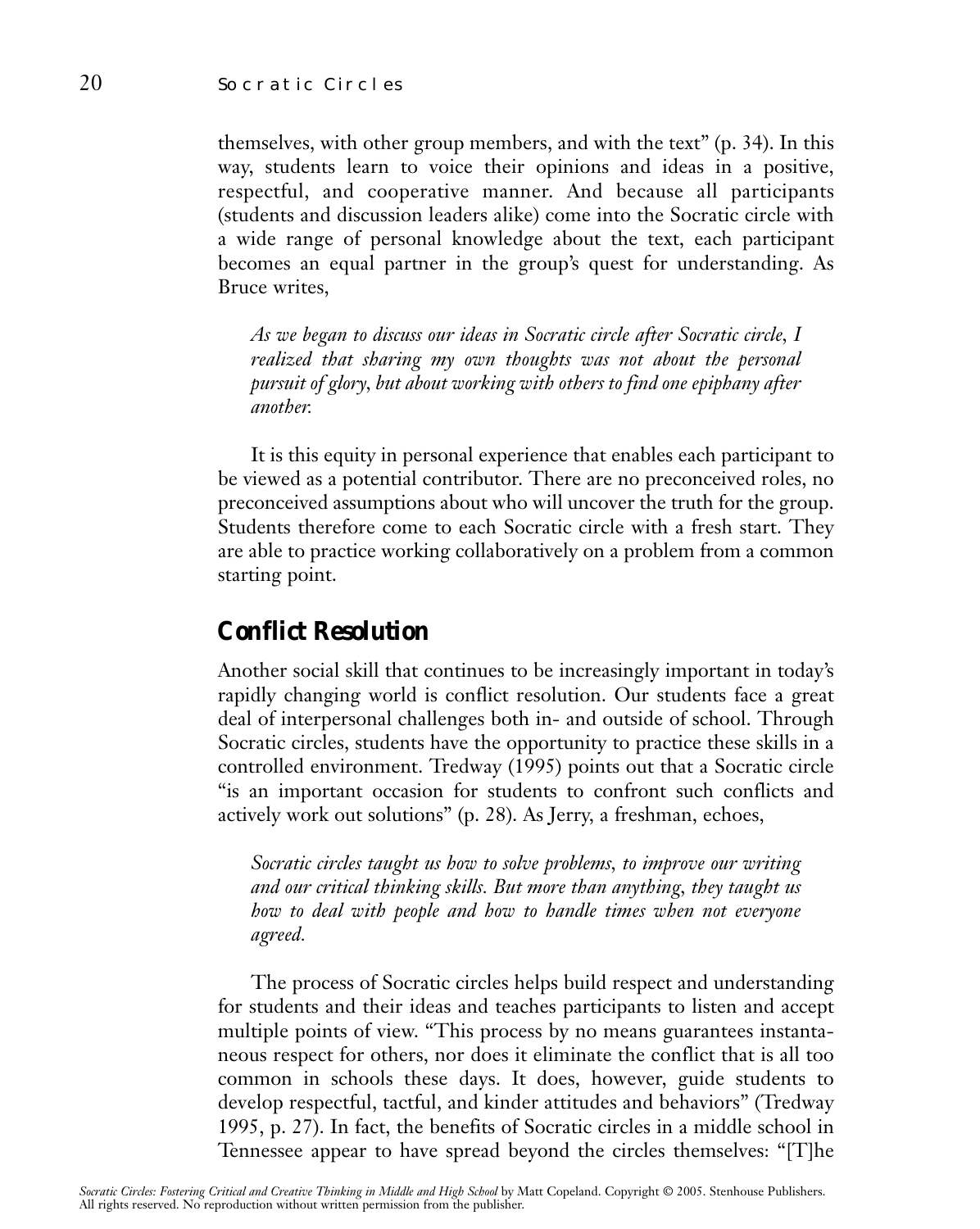themselves, with other group members, and with the text" (p. 34). In this way, students learn to voice their opinions and ideas in a positive, respectful, and cooperative manner. And because all participants (students and discussion leaders alike) come into the Socratic circle with a wide range of personal knowledge about the text, each participant becomes an equal partner in the group's quest for understanding. As Bruce writes,

> *As we began to discuss our ideas in Socratic circle after Socratic circle, I realized that sharing my own thoughts was not about the personal pursuit of glory, but about working with others to find one epiphany after another.*

It is this equity in personal experience that enables each participant to be viewed as a potential contributor. There are no preconceived roles, no preconceived assumptions about who will uncover the truth for the group. Students therefore come to each Socratic circle with a fresh start. They are able to practice working collaboratively on a problem from a common starting point.

## Conflict Resolution

Another social skill that continues to be increasingly important in today's rapidly changing world is conflict resolution. Our students face a great deal of interpersonal challenges both in- and outside of school. Through Socratic circles, students have the opportunity to practice these skills in a controlled environment. Tredway (1995) points out that a Socratic circle "is an important occasion for students to confront such conflicts and actively work out solutions" (p. 28). As Jerry, a freshman, echoes,

> *Socratic circles taught us how to solve problems, to improve our writing and our critical thinking skills. But more than anything, they taught us how to deal with people and how to handle times when not everyone agreed.*

The process of Socratic circles helps build respect and understanding for students and their ideas and teaches participants to listen and accept multiple points of view. "This process by no means guarantees instantaneous respect for others, nor does it eliminate the conflict that is all too common in schools these days. It does, however, guide students to develop respectful, tactful, and kinder attitudes and behaviors" (Tredway 1995, p. 27). In fact, the benefits of Socratic circles in a middle school in Tennessee appear to have spread beyond the circles themselves: "[T]he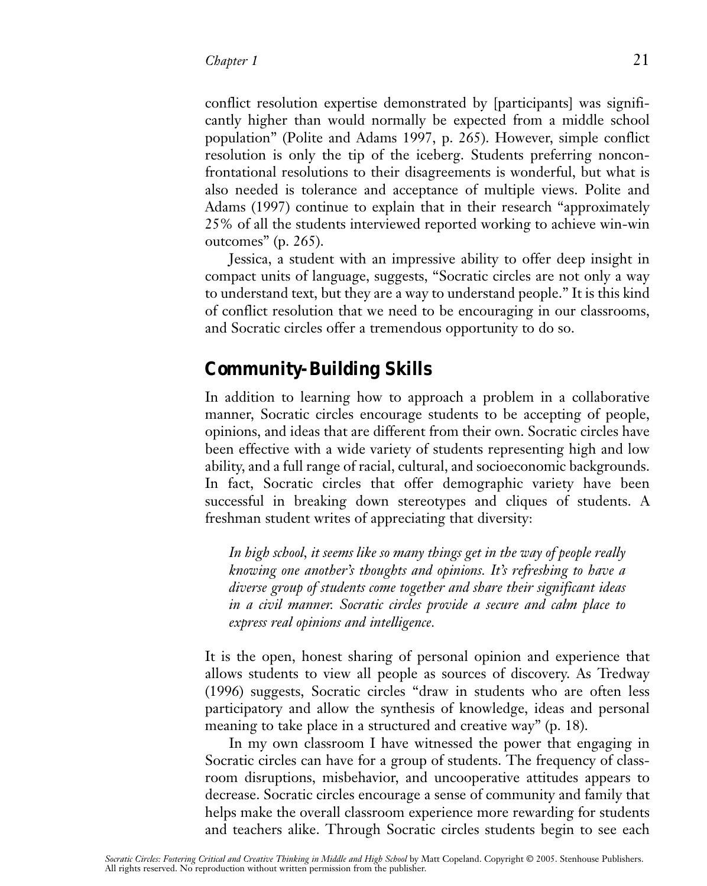conflict resolution expertise demonstrated by [participants] was significantly higher than would normally be expected from a middle school population" (Polite and Adams 1997, p. 265). However, simple conflict resolution is only the tip of the iceberg. Students preferring nonconfrontational resolutions to their disagreements is wonderful, but what is also needed is tolerance and acceptance of multiple views. Polite and Adams (1997) continue to explain that in their research "approximately 25% of all the students interviewed reported working to achieve win-win outcomes" (p. 265).

Jessica, a student with an impressive ability to offer deep insight in compact units of language, suggests, "Socratic circles are not only a way to understand text, but they are a way to understand people." It is this kind of conflict resolution that we need to be encouraging in our classrooms, and Socratic circles offer a tremendous opportunity to do so.

## Community-Building Skills

In addition to learning how to approach a problem in a collaborative manner, Socratic circles encourage students to be accepting of people, opinions, and ideas that are different from their own. Socratic circles have been effective with a wide variety of students representing high and low ability, and a full range of racial, cultural, and socioeconomic backgrounds. In fact, Socratic circles that offer demographic variety have been successful in breaking down stereotypes and cliques of students. A freshman student writes of appreciating that diversity:

> *In high school, it seems like so many things get in the way of people really knowing one another's thoughts and opinions. It's refreshing to have a diverse group of students come together and share their significant ideas in a civil manner. Socratic circles provide a secure and calm place to express real opinions and intelligence.*

It is the open, honest sharing of personal opinion and experience that allows students to view all people as sources of discovery. As Tredway (1996) suggests, Socratic circles "draw in students who are often less participatory and allow the synthesis of knowledge, ideas and personal meaning to take place in a structured and creative way" (p. 18).

In my own classroom I have witnessed the power that engaging in Socratic circles can have for a group of students. The frequency of classroom disruptions, misbehavior, and uncooperative attitudes appears to decrease. Socratic circles encourage a sense of community and family that helps make the overall classroom experience more rewarding for students and teachers alike. Through Socratic circles students begin to see each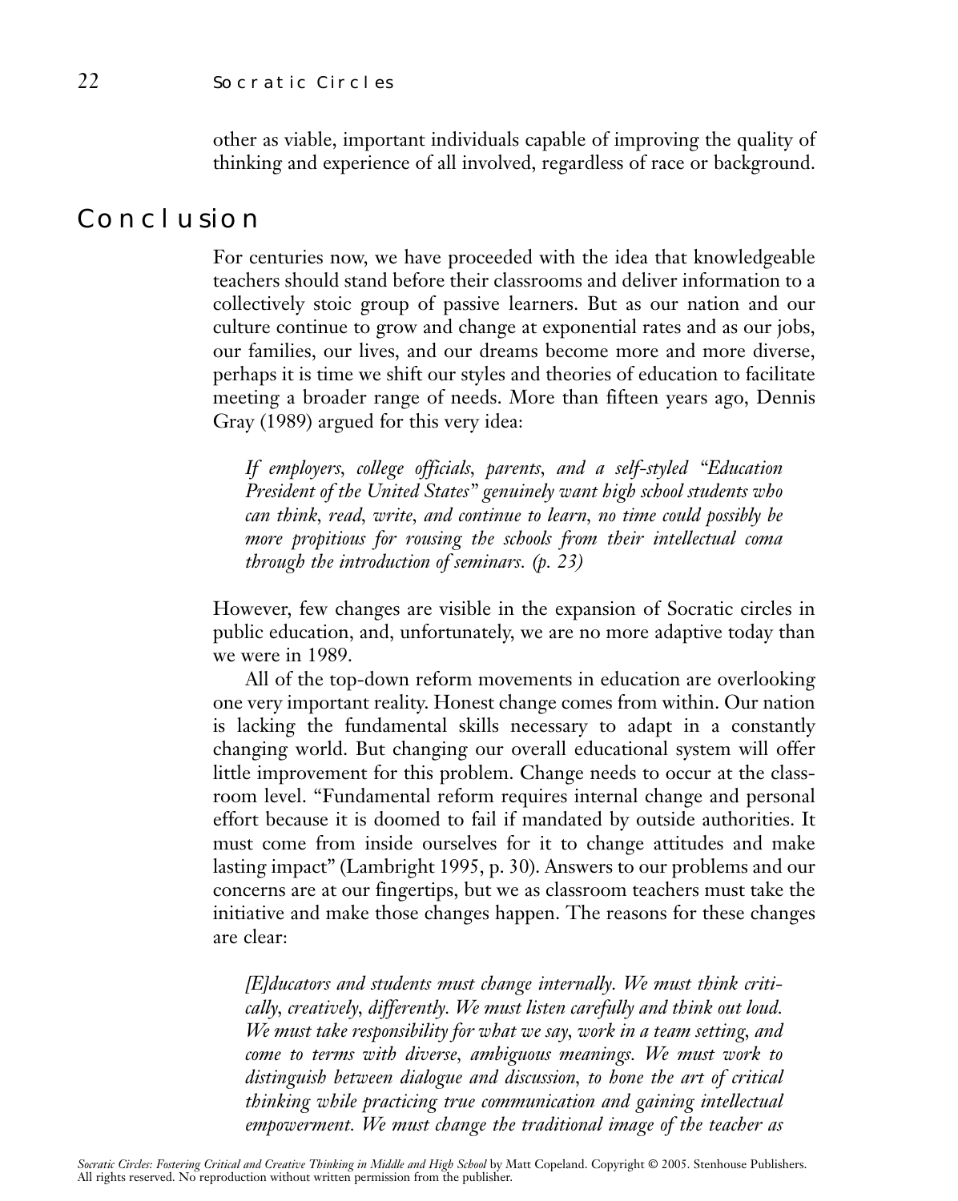other as viable, important individuals capable of improving the quality of thinking and experience of all involved, regardless of race or background.

## Conclusion

For centuries now, we have proceeded with the idea that knowledgeable teachers should stand before their classrooms and deliver information to a collectively stoic group of passive learners. But as our nation and our culture continue to grow and change at exponential rates and as our jobs, our families, our lives, and our dreams become more and more diverse, perhaps it is time we shift our styles and theories of education to facilitate meeting a broader range of needs. More than fifteen years ago, Dennis Gray (1989) argued for this very idea:

> *If employers, college officials, parents, and a self-styled "Education President of the United States" genuinely want high school students who can think, read, write, and continue to learn, no time could possibly be more propitious for rousing the schools from their intellectual coma through the introduction of seminars. (p. 23)*

However, few changes are visible in the expansion of Socratic circles in public education, and, unfortunately, we are no more adaptive today than we were in 1989.

All of the top-down reform movements in education are overlooking one very important reality. Honest change comes from within. Our nation is lacking the fundamental skills necessary to adapt in a constantly changing world. But changing our overall educational system will offer little improvement for this problem. Change needs to occur at the classroom level. "Fundamental reform requires internal change and personal effort because it is doomed to fail if mandated by outside authorities. It must come from inside ourselves for it to change attitudes and make lasting impact" (Lambright 1995, p. 30). Answers to our problems and our concerns are at our fingertips, but we as classroom teachers must take the initiative and make those changes happen. The reasons for these changes are clear:

> *[E]ducators and students must change internally. We must think critically, creatively, differently. We must listen carefully and think out loud. We must take responsibility for what we say, work in a team setting, and come to terms with diverse, ambiguous meanings. We must work to distinguish between dialogue and discussion, to hone the art of critical thinking while practicing true communication and gaining intellectual empowerment. We must change the traditional image of the teacher as*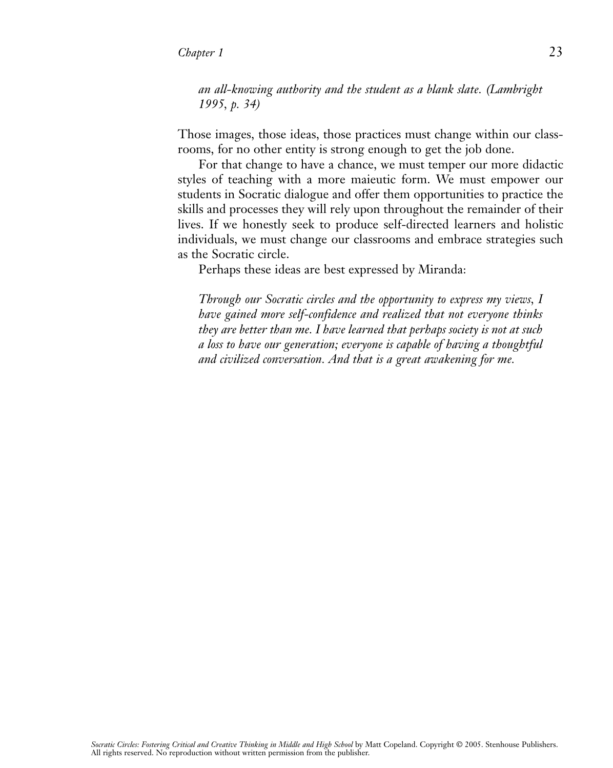*an all-knowing authority and the student as a blank slate. (Lambright 1995, p. 34)*

Those images, those ideas, those practices must change within our classrooms, for no other entity is strong enough to get the job done.

For that change to have a chance, we must temper our more didactic styles of teaching with a more maieutic form. We must empower our students in Socratic dialogue and offer them opportunities to practice the skills and processes they will rely upon throughout the remainder of their lives. If we honestly seek to produce self-directed learners and holistic individuals, we must change our classrooms and embrace strategies such as the Socratic circle.

Perhaps these ideas are best expressed by Miranda:

*Through our Socratic circles and the opportunity to express my views, I have gained more self-confidence and realized that not everyone thinks they are better than me. I have learned that perhaps society is not at such a loss to have our generation; everyone is capable of having a thoughtful and civilized conversation. And that is a great awakening for me.*